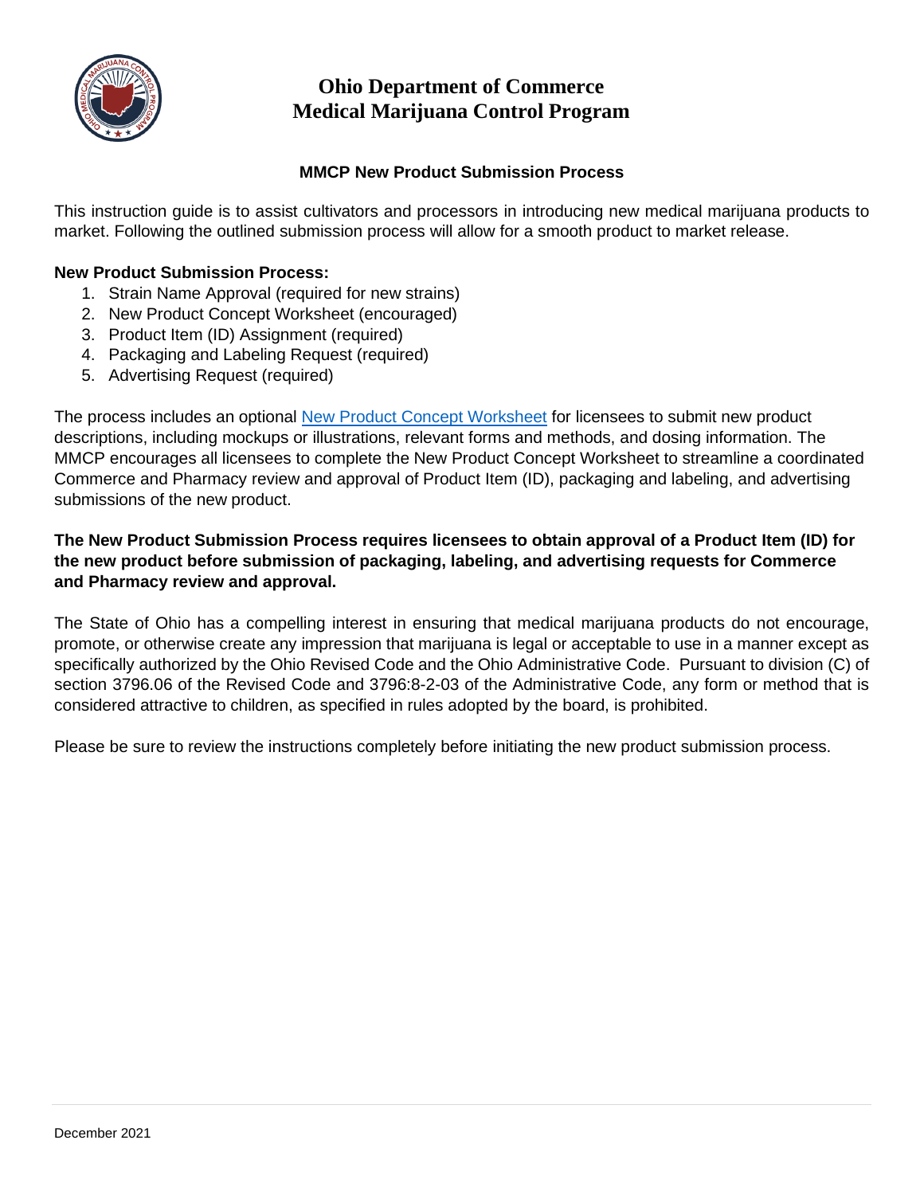# Ohio Department of Commerce
# Medical Marijuana Control Program

## MMCP New Product Submission Process

This instruction guide is to assist cultivators and processors in introducing new medical marijuana products to market. Following the outlined submission process will allow for a smooth product to market release.

**New Product Submission Process:**

1. Strain Name Approval (required for new strains)
2. New Product Concept Worksheet (encouraged)
3. Product Item (ID) Assignment (required)
4. Packaging and Labeling Request (required)
5. Advertising Request (required)

The process includes an optional New Product Concept Worksheet for licensees to submit new product descriptions, including mockups or illustrations, relevant forms and methods, and dosing information. The MMCP encourages all licensees to complete the New Product Concept Worksheet to streamline a coordinated Commerce and Pharmacy review and approval of Product Item (ID), packaging and labeling, and advertising submissions of the new product.

**The New Product Submission Process requires licensees to obtain approval of a Product Item (ID) for the new product before submission of packaging, labeling, and advertising requests for Commerce and Pharmacy review and approval.**

The State of Ohio has a compelling interest in ensuring that medical marijuana products do not encourage, promote, or otherwise create any impression that marijuana is legal or acceptable to use in a manner except as specifically authorized by the Ohio Revised Code and the Ohio Administrative Code. Pursuant to division (C) of section 3796.06 of the Revised Code and 3796:8-2-03 of the Administrative Code, any form or method that is considered attractive to children, as specified in rules adopted by the board, is prohibited.

Please be sure to review the instructions completely before initiating the new product submission process.

December 2021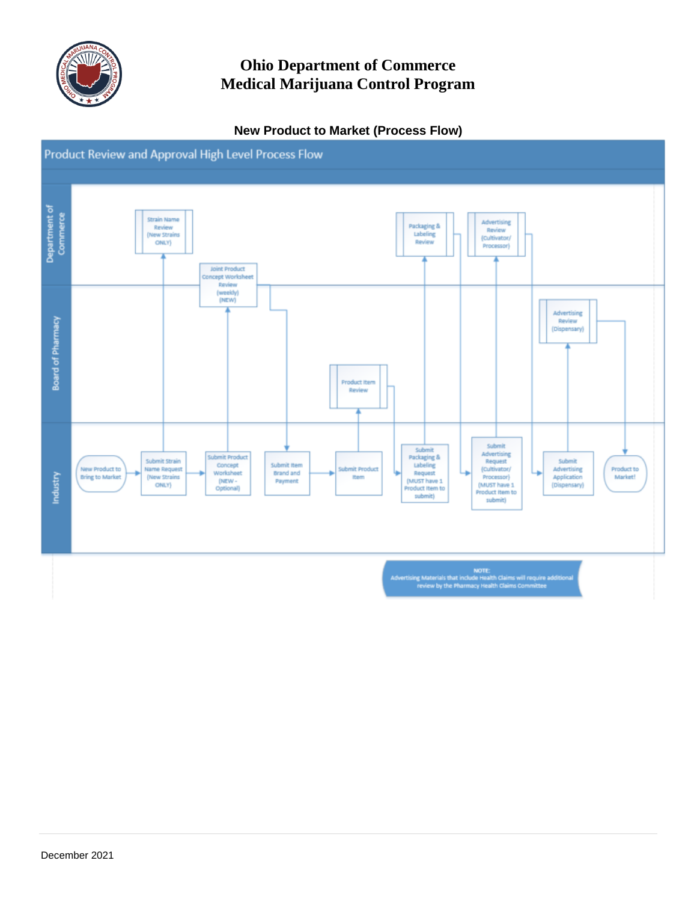# Ohio Department of Commerce
# Medical Marijuana Control Program

## New Product to Market (Process Flow)

Product Review and Approval High Level Process Flow

Department of Commerce

Board of Pharmacy

Industry

Strain Name Review (New Strains ONLY)

Joint Product Concept Worksheet Review (weekly) (NEW)

Packaging & Labeling Review

Advertising Review (Cultivator/ Processor)

Advertising Review (Dispensary)

Product Item Review

New Product to Bring to Market

Submit Strain Name Request (New Strains ONLY)

Submit Product Concept Worksheet (NEW - Optional)

Submit Item Brand and Payment

Submit Product Item

Submit Packaging & Labeling Request (MUST have 1 Product Item to submit)

Submit Advertising Request (Cultivator/ Processor) (MUST have 1 Product Item to submit)

Submit Advertising Application (Dispensary)

Product to Market!

NOTE:
Advertising Materials that include Health Claims will require additional review by the Pharmacy Health Claims Committee

December 2021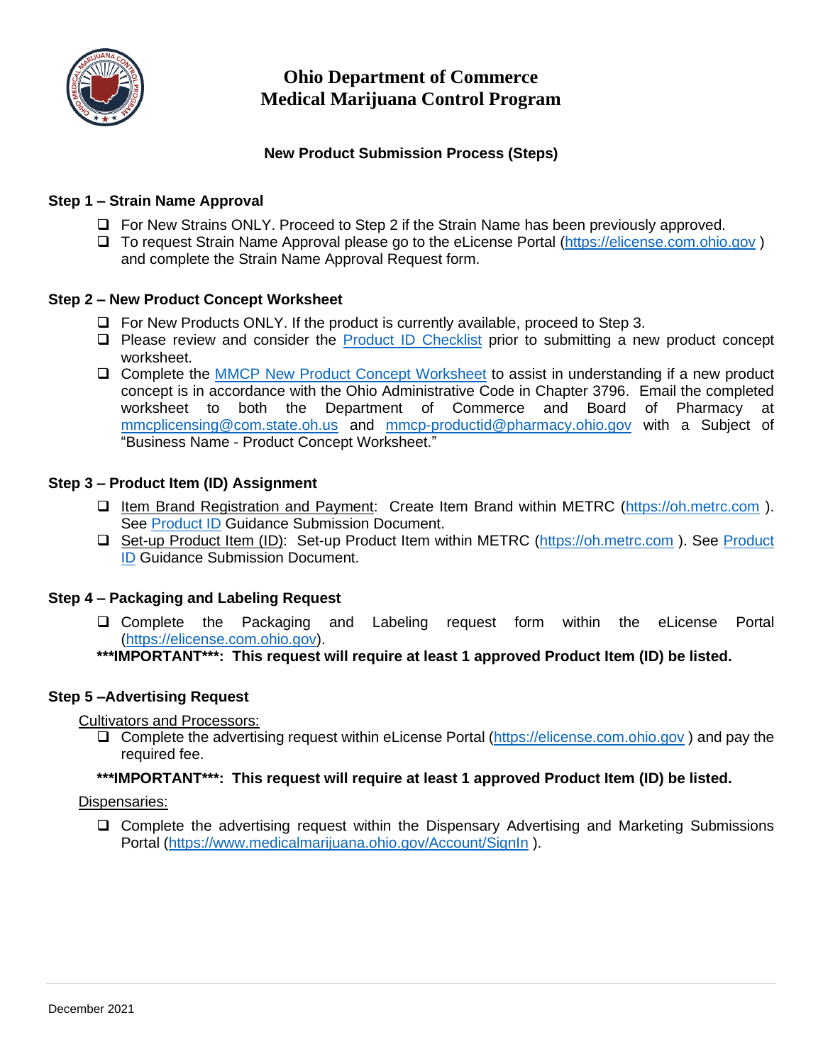# Ohio Department of Commerce
# Medical Marijuana Control Program

## New Product Submission Process (Steps)

### Step 1 – Strain Name Approval

- ❑ For New Strains ONLY. Proceed to Step 2 if the Strain Name has been previously approved.
- ❑ To request Strain Name Approval please go to the eLicense Portal (https://elicense.com.ohio.gov ) and complete the Strain Name Approval Request form.

### Step 2 – New Product Concept Worksheet

- ❑ For New Products ONLY. If the product is currently available, proceed to Step 3.
- ❑ Please review and consider the Product ID Checklist prior to submitting a new product concept worksheet.
- ❑ Complete the MMCP New Product Concept Worksheet to assist in understanding if a new product concept is in accordance with the Ohio Administrative Code in Chapter 3796. Email the completed worksheet to both the Department of Commerce and Board of Pharmacy at mmcplicensing@com.state.oh.us and mmcp-productid@pharmacy.ohio.gov with a Subject of "Business Name - Product Concept Worksheet."

### Step 3 – Product Item (ID) Assignment

- ❑ Item Brand Registration and Payment: Create Item Brand within METRC (https://oh.metrc.com ). See Product ID Guidance Submission Document.
- ❑ Set-up Product Item (ID): Set-up Product Item within METRC (https://oh.metrc.com ). See Product ID Guidance Submission Document.

### Step 4 – Packaging and Labeling Request

- ❑ Complete the Packaging and Labeling request form within the eLicense Portal (https://elicense.com.ohio.gov).

**\*\*\*IMPORTANT\*\*\*: This request will require at least 1 approved Product Item (ID) be listed.**

### Step 5 –Advertising Request

Cultivators and Processors:

- ❑ Complete the advertising request within eLicense Portal (https://elicense.com.ohio.gov ) and pay the required fee.

**\*\*\*IMPORTANT\*\*\*: This request will require at least 1 approved Product Item (ID) be listed.**

Dispensaries:

- ❑ Complete the advertising request within the Dispensary Advertising and Marketing Submissions Portal (https://www.medicalmarijuana.ohio.gov/Account/SignIn ).

December 2021